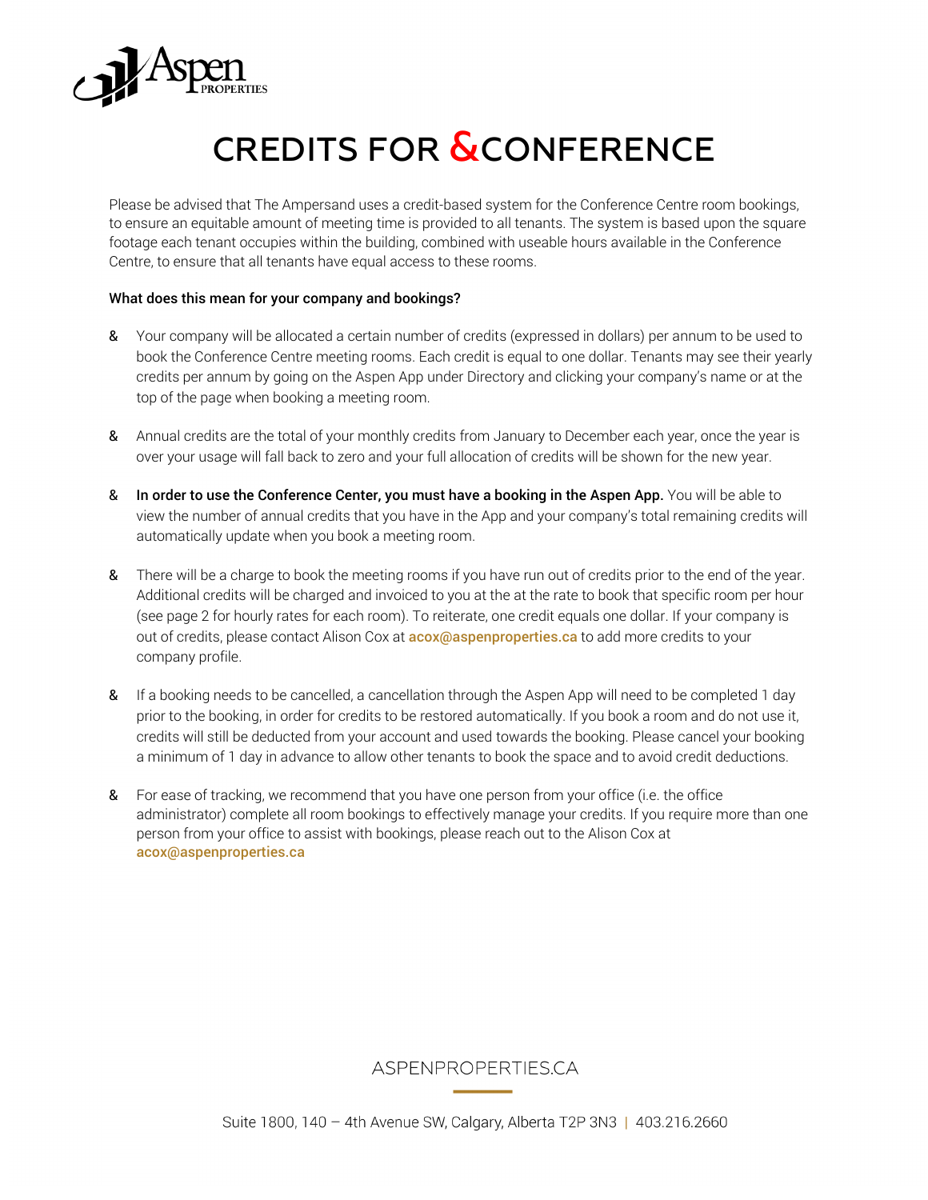# CREDITS FOR &CONFERENCE

Please be advised that The Ampersand uses a credit-based system for the Conference Centre room bookings, to ensure an equitable amount of meeting time is provided to all tenants. The system is based upon the square footage each tenant occupies within the building, combined with useable hours available in the Conference Centre, to ensure that all tenants have equal access to these rooms.

**What does this mean for your company and bookings?**

& Your company will be allocated a certain number of credits (expressed in dollars) per annum to be used to book the Conference Centre meeting rooms. Each credit is equal to one dollar. Tenants may see their yearly credits per annum by going on the Aspen App under Directory and clicking your company's name or at the top of the page when booking a meeting room.

& Annual credits are the total of your monthly credits from January to December each year, once the year is over your usage will fall back to zero and your full allocation of credits will be shown for the new year.

& **In order to use the Conference Center, you must have a booking in the Aspen App.** You will be able to view the number of annual credits that you have in the App and your company's total remaining credits will automatically update when you book a meeting room.

& There will be a charge to book the meeting rooms if you have run out of credits prior to the end of the year. Additional credits will be charged and invoiced to you at the at the rate to book that specific room per hour (see page 2 for hourly rates for each room). To reiterate, one credit equals one dollar. If your company is out of credits, please contact Alison Cox at **acox@aspenproperties.ca** to add more credits to your company profile.

& If a booking needs to be cancelled, a cancellation through the Aspen App will need to be completed 1 day prior to the booking, in order for credits to be restored automatically. If you book a room and do not use it, credits will still be deducted from your account and used towards the booking. Please cancel your booking a minimum of 1 day in advance to allow other tenants to book the space and to avoid credit deductions.

& For ease of tracking, we recommend that you have one person from your office (i.e. the office administrator) complete all room bookings to effectively manage your credits. If you require more than one person from your office to assist with bookings, please reach out to the Alison Cox at **acox@aspenproperties.ca**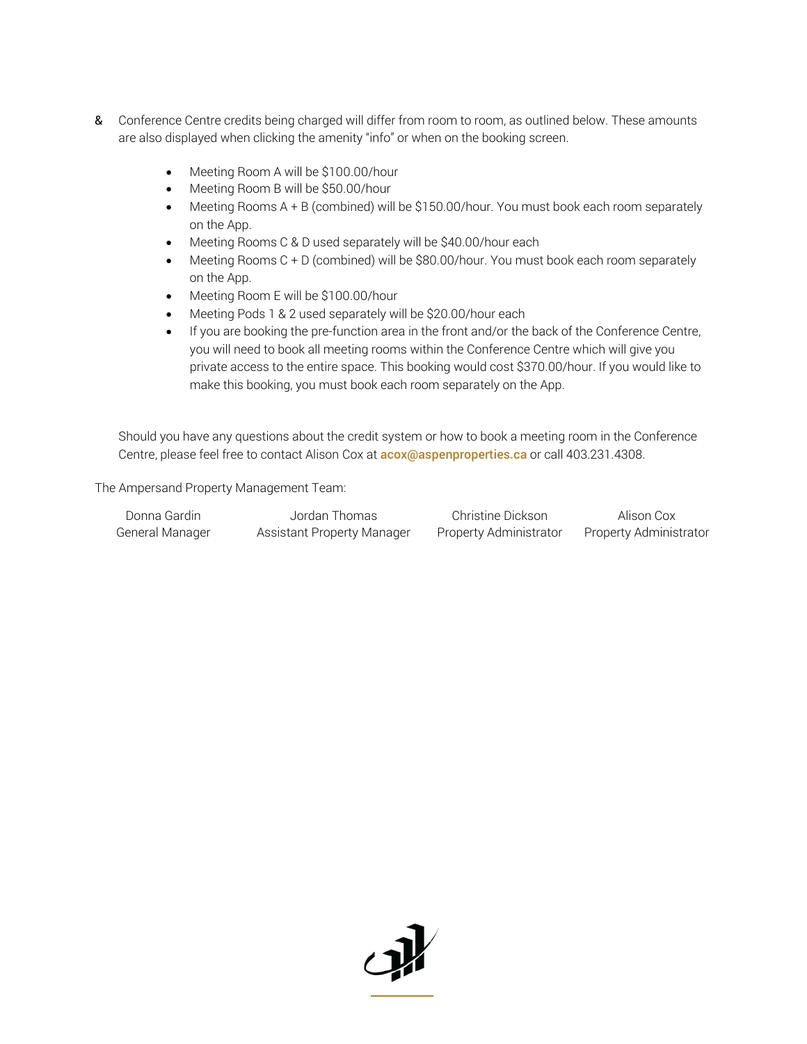& Conference Centre credits being charged will differ from room to room, as outlined below. These amounts are also displayed when clicking the amenity "info" or when on the booking screen.

- Meeting Room A will be $100.00/hour
- Meeting Room B will be $50.00/hour
- Meeting Rooms A + B (combined) will be $150.00/hour. You must book each room separately on the App.
- Meeting Rooms C & D used separately will be $40.00/hour each
- Meeting Rooms C + D (combined) will be $80.00/hour. You must book each room separately on the App.
- Meeting Room E will be $100.00/hour
- Meeting Pods 1 & 2 used separately will be $20.00/hour each
- If you are booking the pre-function area in the front and/or the back of the Conference Centre, you will need to book all meeting rooms within the Conference Centre which will give you private access to the entire space. This booking would cost $370.00/hour. If you would like to make this booking, you must book each room separately on the App.

Should you have any questions about the credit system or how to book a meeting room in the Conference Centre, please feel free to contact Alison Cox at **acox@aspenproperties.ca** or call 403.231.4308.

The Ampersand Property Management Team:

| | | | |
|---|---|---|---|
| Donna Gardin | Jordan Thomas | Christine Dickson | Alison Cox |
| General Manager | Assistant Property Manager | Property Administrator | Property Administrator |